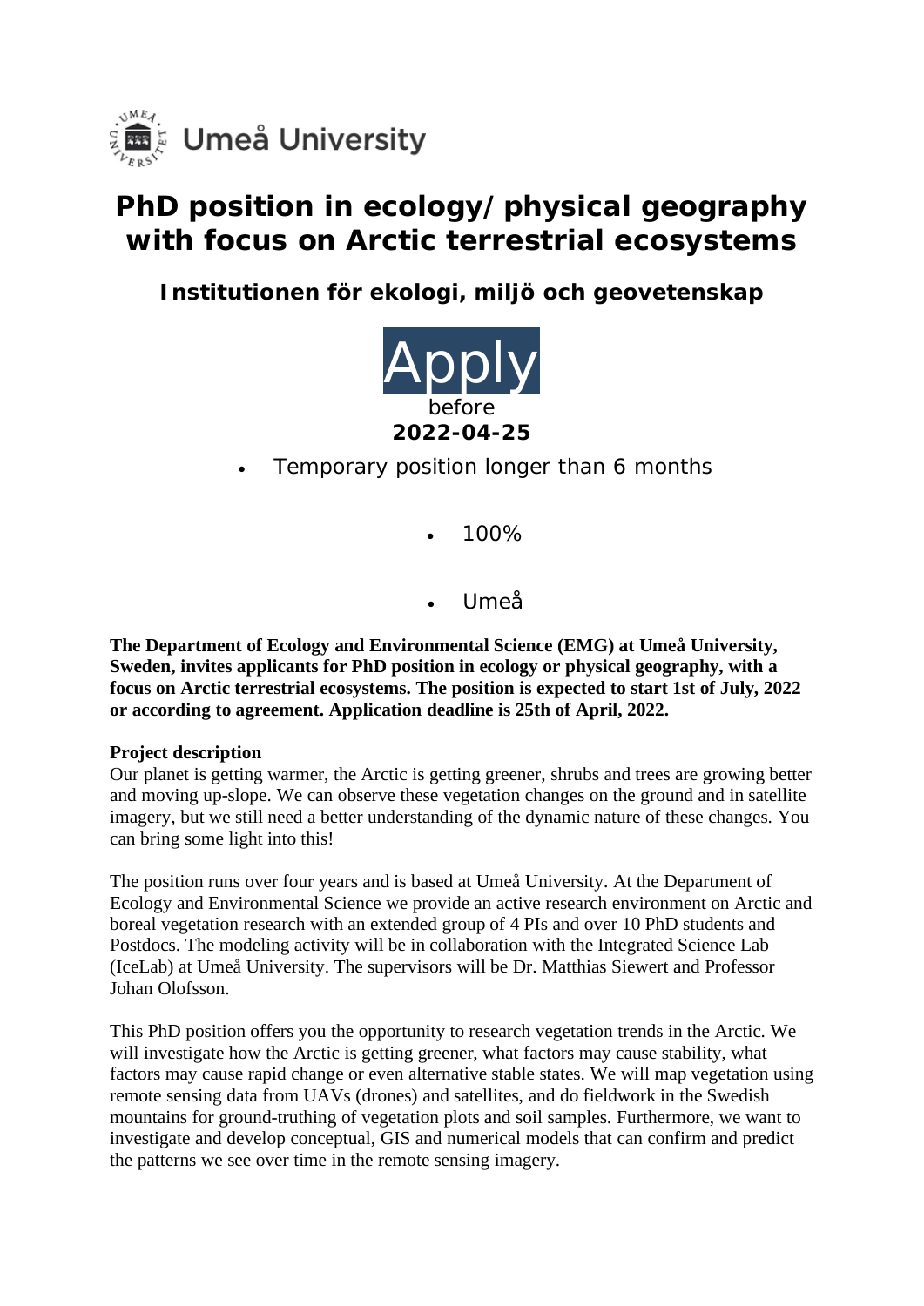Umeå University

# PhD position in ecology/physical geography with focus on Arctic terrestrial ecosystems

## Institutionen för ekologi, miljö och geovetenskap

Apply before **2022-04-25**

- Temporary position longer than 6 months
- 100%
- Umeå

**The Department of Ecology and Environmental Science (EMG) at Umeå University, Sweden, invites applicants for PhD position in ecology or physical geography, with a focus on Arctic terrestrial ecosystems. The position is expected to start 1st of July, 2022 or according to agreement. Application deadline is 25th of April, 2022.**

**Project description**

Our planet is getting warmer, the Arctic is getting greener, shrubs and trees are growing better and moving up-slope. We can observe these vegetation changes on the ground and in satellite imagery, but we still need a better understanding of the dynamic nature of these changes. You can bring some light into this!

The position runs over four years and is based at Umeå University. At the Department of Ecology and Environmental Science we provide an active research environment on Arctic and boreal vegetation research with an extended group of 4 PIs and over 10 PhD students and Postdocs. The modeling activity will be in collaboration with the Integrated Science Lab (IceLab) at Umeå University. The supervisors will be Dr. Matthias Siewert and Professor Johan Olofsson.

This PhD position offers you the opportunity to research vegetation trends in the Arctic. We will investigate how the Arctic is getting greener, what factors may cause stability, what factors may cause rapid change or even alternative stable states. We will map vegetation using remote sensing data from UAVs (drones) and satellites, and do fieldwork in the Swedish mountains for ground-truthing of vegetation plots and soil samples. Furthermore, we want to investigate and develop conceptual, GIS and numerical models that can confirm and predict the patterns we see over time in the remote sensing imagery.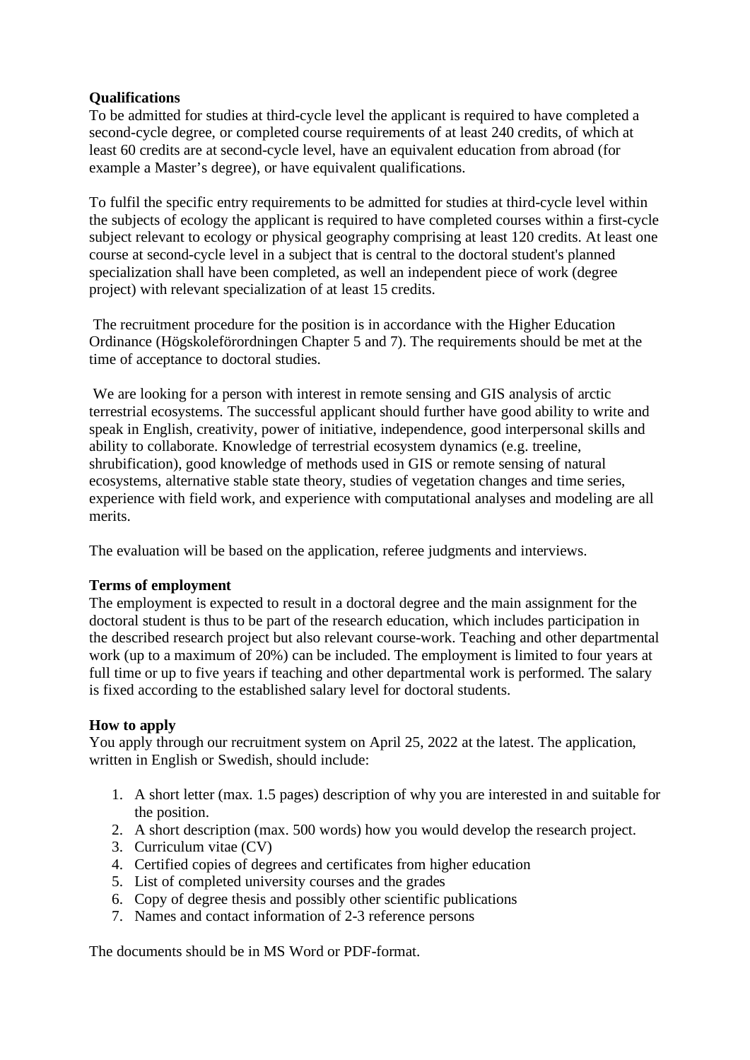**Qualifications**

To be admitted for studies at third-cycle level the applicant is required to have completed a second-cycle degree, or completed course requirements of at least 240 credits, of which at least 60 credits are at second-cycle level, have an equivalent education from abroad (for example a Master's degree), or have equivalent qualifications.

To fulfil the specific entry requirements to be admitted for studies at third-cycle level within the subjects of ecology the applicant is required to have completed courses within a first-cycle subject relevant to ecology or physical geography comprising at least 120 credits. At least one course at second-cycle level in a subject that is central to the doctoral student's planned specialization shall have been completed, as well an independent piece of work (degree project) with relevant specialization of at least 15 credits.

The recruitment procedure for the position is in accordance with the Higher Education Ordinance (Högskoleförordningen Chapter 5 and 7). The requirements should be met at the time of acceptance to doctoral studies.

We are looking for a person with interest in remote sensing and GIS analysis of arctic terrestrial ecosystems. The successful applicant should further have good ability to write and speak in English, creativity, power of initiative, independence, good interpersonal skills and ability to collaborate. Knowledge of terrestrial ecosystem dynamics (e.g. treeline, shrubification), good knowledge of methods used in GIS or remote sensing of natural ecosystems, alternative stable state theory, studies of vegetation changes and time series, experience with field work, and experience with computational analyses and modeling are all merits.

The evaluation will be based on the application, referee judgments and interviews.

**Terms of employment**

The employment is expected to result in a doctoral degree and the main assignment for the doctoral student is thus to be part of the research education, which includes participation in the described research project but also relevant course-work. Teaching and other departmental work (up to a maximum of 20%) can be included. The employment is limited to four years at full time or up to five years if teaching and other departmental work is performed. The salary is fixed according to the established salary level for doctoral students.

**How to apply**

You apply through our recruitment system on April 25, 2022 at the latest. The application, written in English or Swedish, should include:

1. A short letter (max. 1.5 pages) description of why you are interested in and suitable for the position.
2. A short description (max. 500 words) how you would develop the research project.
3. Curriculum vitae (CV)
4. Certified copies of degrees and certificates from higher education
5. List of completed university courses and the grades
6. Copy of degree thesis and possibly other scientific publications
7. Names and contact information of 2-3 reference persons

The documents should be in MS Word or PDF-format.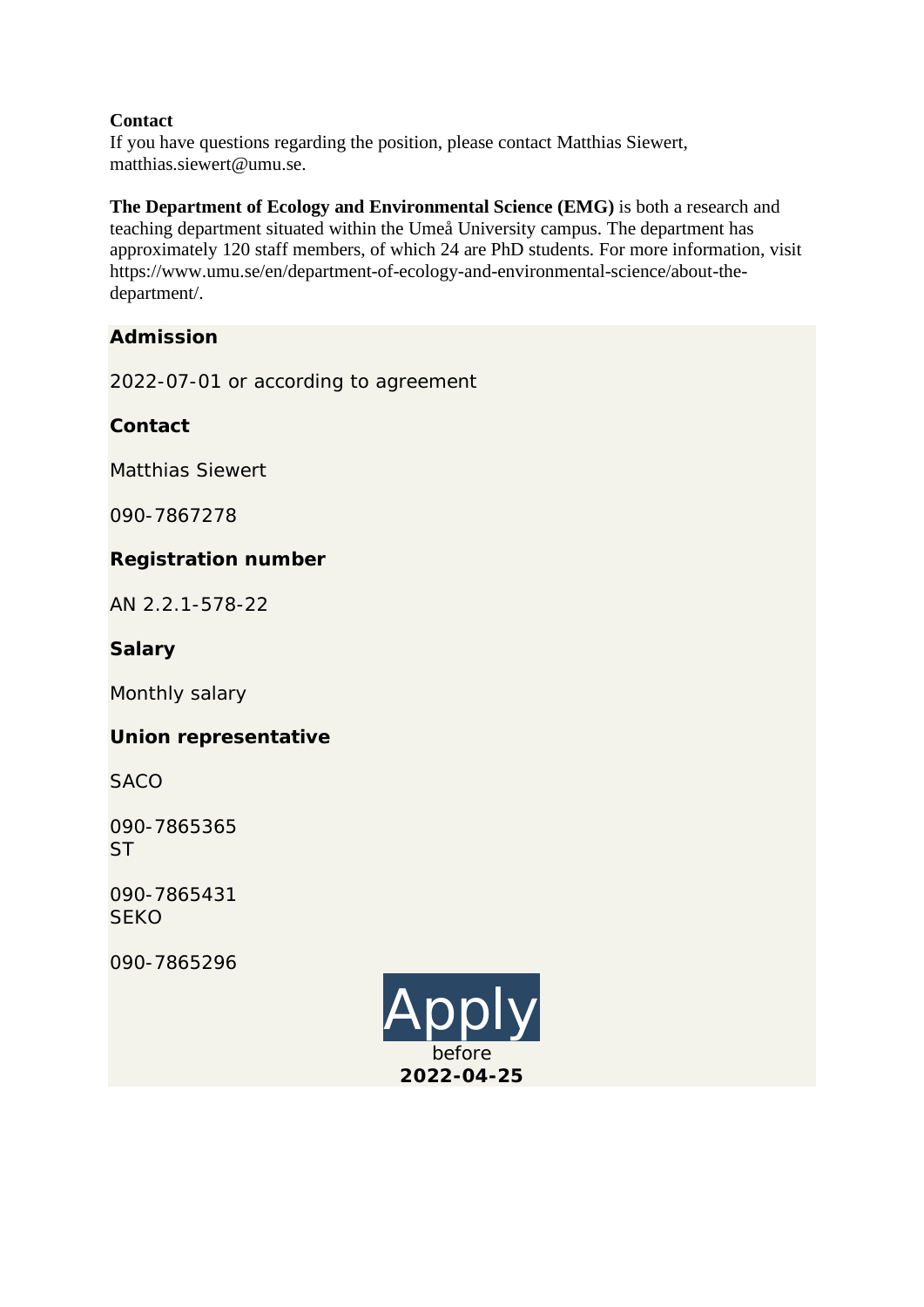**Contact**
If you have questions regarding the position, please contact Matthias Siewert, matthias.siewert@umu.se.

**The Department of Ecology and Environmental Science (EMG)** is both a research and teaching department situated within the Umeå University campus. The department has approximately 120 staff members, of which 24 are PhD students. For more information, visit https://www.umu.se/en/department-of-ecology-and-environmental-science/about-the-department/.

**Admission**

2022-07-01 or according to agreement

**Contact**

Matthias Siewert

090-7867278

**Registration number**

AN 2.2.1-578-22

**Salary**

Monthly salary

**Union representative**

SACO

090-7865365
ST

090-7865431
SEKO

090-7865296

Apply
before
**2022-04-25**